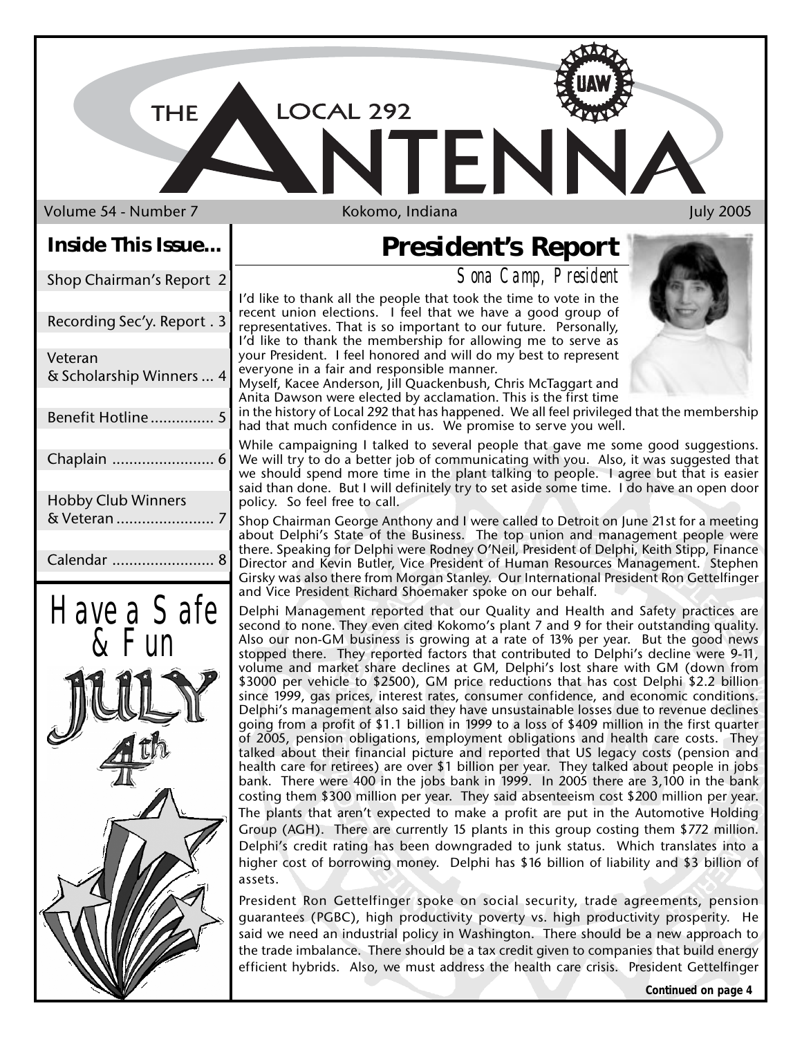# THE LOCAL 292 ANTENNA

Volume 54 - Number 7 | Kokomo, Indiana | July 2005

## Inside This Issue...

| | |
|---|---|
| Shop Chairman's Report | 2 |
| Recording Sec'y. Report | 3 |
| Veteran & Scholarship Winners | 4 |
| Benefit Hotline | 5 |
| Chaplain | 6 |
| Hobby Club Winners & Veteran | 7 |
| Calendar | 8 |

Have a Safe & Fun JULY 4th

## President's Report

*Sona Camp, President*

I'd like to thank all the people that took the time to vote in the recent union elections. I feel that we have a good group of representatives. That is so important to our future. Personally, I'd like to thank the membership for allowing me to serve as your President. I feel honored and will do my best to represent everyone in a fair and responsible manner.

Myself, Kacee Anderson, Jill Quackenbush, Chris McTaggart and Anita Dawson were elected by acclamation. This is the first time in the history of Local 292 that has happened. We all feel privileged that the membership had that much confidence in us. We promise to serve you well.

While campaigning I talked to several people that gave me some good suggestions. We will try to do a better job of communicating with you. Also, it was suggested that we should spend more time in the plant talking to people. I agree but that is easier said than done. But I will definitely try to set aside some time. I do have an open door policy. So feel free to call.

Shop Chairman George Anthony and I were called to Detroit on June 21st for a meeting about Delphi's State of the Business. The top union and management people were there. Speaking for Delphi were Rodney O'Neil, President of Delphi, Keith Stipp, Finance Director and Kevin Butler, Vice President of Human Resources Management. Stephen Girsky was also there from Morgan Stanley. Our International President Ron Gettelfinger and Vice President Richard Shoemaker spoke on our behalf.

Delphi Management reported that our Quality and Health and Safety practices are second to none. They even cited Kokomo's plant 7 and 9 for their outstanding quality. Also our non-GM business is growing at a rate of 13% per year. But the good news stopped there. They reported factors that contributed to Delphi's decline were 9-11, volume and market share declines at GM, Delphi's lost share with GM (down from $3000 per vehicle to $2500), GM price reductions that has cost Delphi $2.2 billion since 1999, gas prices, interest rates, consumer confidence, and economic conditions. Delphi's management also said they have unsustainable losses due to revenue declines going from a profit of $1.1 billion in 1999 to a loss of $409 million in the first quarter of 2005, pension obligations, employment obligations and health care costs. They talked about their financial picture and reported that US legacy costs (pension and health care for retirees) are over $1 billion per year. They talked about people in jobs bank. There were 400 in the jobs bank in 1999. In 2005 there are 3,100 in the bank costing them $300 million per year. They said absenteeism cost $200 million per year. The plants that aren't expected to make a profit are put in the Automotive Holding Group (AGH). There are currently 15 plants in this group costing them $772 million. Delphi's credit rating has been downgraded to junk status. Which translates into a higher cost of borrowing money. Delphi has $16 billion of liability and $3 billion of assets.

President Ron Gettelfinger spoke on social security, trade agreements, pension guarantees (PGBC), high productivity poverty vs. high productivity prosperity. He said we need an industrial policy in Washington. There should be a new approach to the trade imbalance. There should be a tax credit given to companies that build energy efficient hybrids. Also, we must address the health care crisis. President Gettelfinger

**Continued on page 4**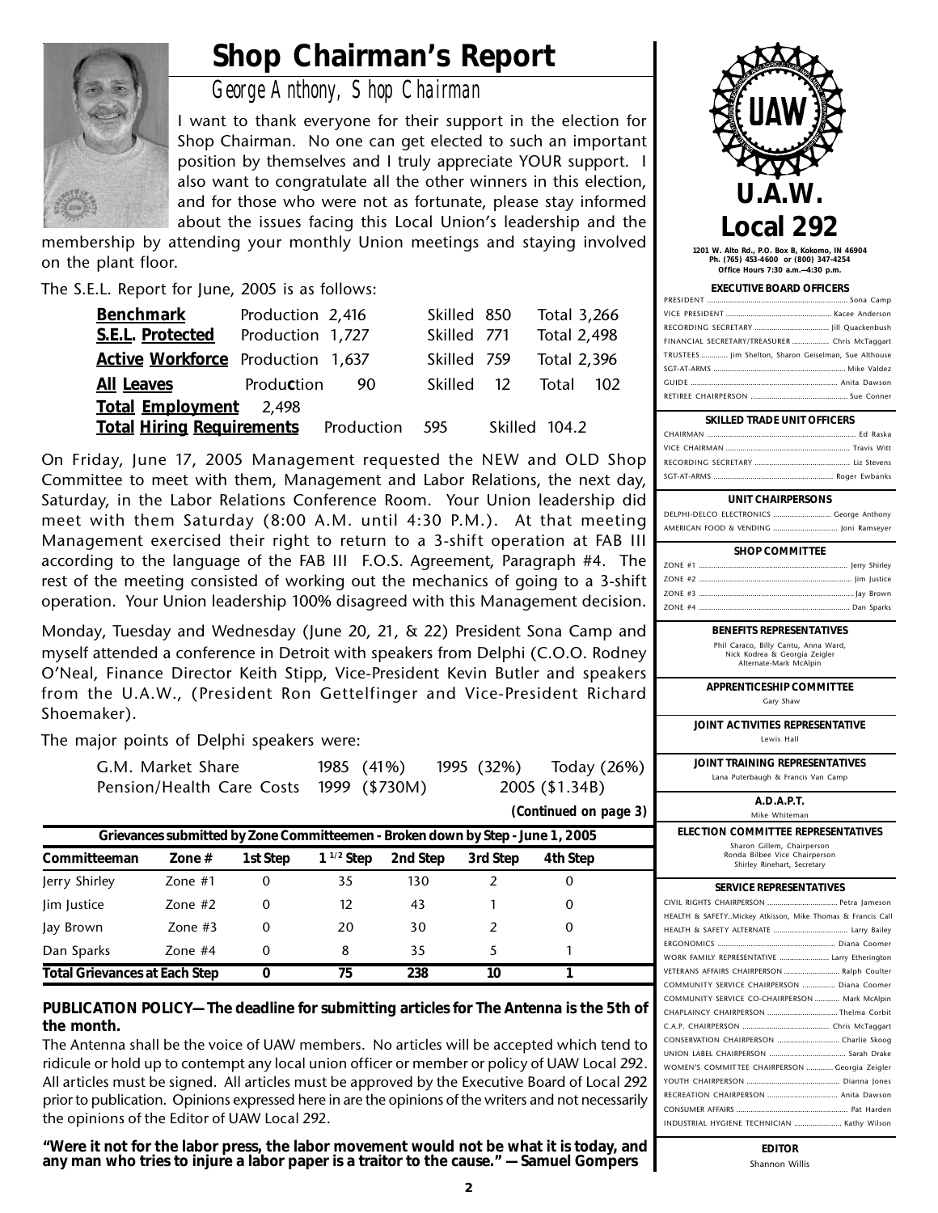# Shop Chairman's Report

*George Anthony, Shop Chairman*

I want to thank everyone for their support in the election for Shop Chairman. No one can get elected to such an important position by themselves and I truly appreciate YOUR support. I also want to congratulate all the other winners in this election, and for those who were not as fortunate, please stay informed about the issues facing this Local Union's leadership and the membership by attending your monthly Union meetings and staying involved on the plant floor.

The S.E.L. Report for June, 2005 is as follows:

| | | | |
|---|---|---|---|
| **Benchmark** | Production 2,416 | Skilled 850 | Total 3,266 |
| **S.E.L. Protected** | Production 1,727 | Skilled 771 | Total 2,498 |
| **Active Workforce** | Production 1,637 | Skilled 759 | Total 2,396 |
| **All Leaves** | Production 90 | Skilled 12 | Total 102 |
| **Total Employment** | 2,498 | | |
| **Total Hiring Requirements** | Production 595 | Skilled 104.2 | |

On Friday, June 17, 2005 Management requested the NEW and OLD Shop Committee to meet with them, Management and Labor Relations, the next day, Saturday, in the Labor Relations Conference Room. Your Union leadership did meet with them Saturday (8:00 A.M. until 4:30 P.M.). At that meeting Management exercised their right to return to a 3-shift operation at FAB III according to the language of the FAB III F.O.S. Agreement, Paragraph #4. The rest of the meeting consisted of working out the mechanics of going to a 3-shift operation. Your Union leadership 100% disagreed with this Management decision.

Monday, Tuesday and Wednesday (June 20, 21, & 22) President Sona Camp and myself attended a conference in Detroit with speakers from Delphi (C.O.O. Rodney O'Neal, Finance Director Keith Stipp, Vice-President Kevin Butler and speakers from the U.A.W., (President Ron Gettelfinger and Vice-President Richard Shoemaker).

The major points of Delphi speakers were:

| | | | |
|---|---|---|---|
| G.M. Market Share | 1985 (41%) | 1995 (32%) | Today (26%) |
| Pension/Health Care Costs | 1999 ($730M) | | 2005 ($1.34B) |

*(Continued on page 3)*

**Grievances submitted by Zone Committeemen - Broken down by Step - June 1, 2005**

| Committeeman | Zone # | 1st Step | 1 1/2 Step | 2nd Step | 3rd Step | 4th Step |
|---|---|---|---|---|---|---|
| Jerry Shirley | Zone #1 | 0 | 35 | 130 | 2 | 0 |
| Jim Justice | Zone #2 | 0 | 12 | 43 | 1 | 0 |
| Jay Brown | Zone #3 | 0 | 20 | 30 | 2 | 0 |
| Dan Sparks | Zone #4 | 0 | 8 | 35 | 5 | 1 |
| **Total Grievances at Each Step** | | **0** | **75** | **238** | **10** | **1** |

**PUBLICATION POLICY—The deadline for submitting articles for The Antenna is the 5th of the month.**

The Antenna shall be the voice of UAW members. No articles will be accepted which tend to ridicule or hold up to contempt any local union officer or member or policy of UAW Local 292. All articles must be signed. All articles must be approved by the Executive Board of Local 292 prior to publication. Opinions expressed here in are the opinions of the writers and not necessarily the opinions of the Editor of UAW Local 292.

**"Were it not for the labor press, the labor movement would not be what it is today, and any man who tries to injure a labor paper is a traitor to the cause." —Samuel Gompers**

## U.A.W. Local 292

1201 W. Alto Rd., P.O. Box B, Kokomo, IN 46904
Ph. (765) 453-4600 or (800) 347-4254
Office Hours 7:30 a.m.—4:30 p.m.

**EXECUTIVE BOARD OFFICERS**

- PRESIDENT ... Sona Camp
- VICE PRESIDENT ... Kacee Anderson
- RECORDING SECRETARY ... Jill Quackenbush
- FINANCIAL SECRETARY/TREASURER ... Chris McTaggart
- TRUSTEES ... Jim Shelton, Sharon Geiselman, Sue Althouse
- SGT-AT-ARMS ... Mike Valdez
- GUIDE ... Anita Dawson
- RETIREE CHAIRPERSON ... Sue Conner

**SKILLED TRADE UNIT OFFICERS**

- CHAIRMAN ... Ed Raska
- VICE CHAIRMAN ... Travis Witt
- RECORDING SECRETARY ... Liz Stevens
- SGT-AT-ARMS ... Roger Ewbanks

**UNIT CHAIRPERSONS**

- DELPHI-DELCO ELECTRONICS ... George Anthony
- AMERICAN FOOD & VENDING ... Joni Ramseyer

**SHOP COMMITTEE**

- ZONE #1 ... Jerry Shirley
- ZONE #2 ... Jim Justice
- ZONE #3 ... Jay Brown
- ZONE #4 ... Dan Sparks

**BENEFITS REPRESENTATIVES**

Phil Caraco, Billy Cantu, Anna Ward, Nick Kodrea & Georgia Zeigler
Alternate-Mark McAlpin

**APPRENTICESHIP COMMITTEE**

Gary Shaw

**JOINT ACTIVITIES REPRESENTATIVE**

Lewis Hall

**JOINT TRAINING REPRESENTATIVES**

Lana Puterbaugh & Francis Van Camp

**A.D.A.P.T.**

Mike Whiteman

**ELECTION COMMITTEE REPRESENTATIVES**

Sharon Gillem, Chairperson
Ronda Bilbee Vice Chairperson
Shirley Rinehart, Secretary

**SERVICE REPRESENTATIVES**

- CIVIL RIGHTS CHAIRPERSON ... Petra Jameson
- HEALTH & SAFETY..Mickey Atkisson, Mike Thomas & Francis Call
- HEALTH & SAFETY ALTERNATE ... Larry Bailey
- ERGONOMICS ... Diana Coomer
- WORK FAMILY REPRESENTATIVE ... Larry Etherington
- VETERANS AFFAIRS CHAIRPERSON ... Ralph Coulter
- COMMUNITY SERVICE CHAIRPERSON ... Diana Coomer
- COMMUNITY SERVICE CO-CHAIRPERSON ... Mark McAlpin
- CHAPLAINCY CHAIRPERSON ... Thelma Corbit
- C.A.P. CHAIRPERSON ... Chris McTaggart
- CONSERVATION CHAIRPERSON ... Charlie Skoog
- UNION LABEL CHAIRPERSON ... Sarah Drake
- WOMEN'S COMMITTEE CHAIRPERSON ... Georgia Zeigler
- YOUTH CHAIRPERSON ... Dianna Jones
- RECREATION CHAIRPERSON ... Anita Dawson
- CONSUMER AFFAIRS ... Pat Harden
- INDUSTRIAL HYGIENE TECHNICIAN ... Kathy Wilson

**EDITOR**

Shannon Willis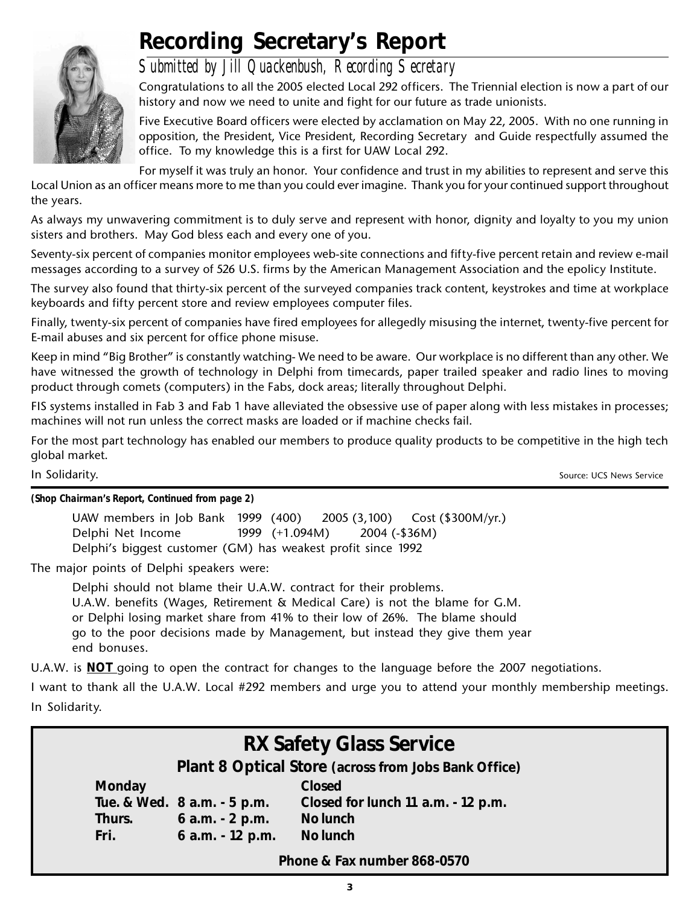# Recording Secretary's Report

*Submitted by Jill Quackenbush, Recording Secretary*

Congratulations to all the 2005 elected Local 292 officers. The Triennial election is now a part of our history and now we need to unite and fight for our future as trade unionists.

Five Executive Board officers were elected by acclamation on May 22, 2005. With no one running in opposition, the President, Vice President, Recording Secretary and Guide respectfully assumed the office. To my knowledge this is a first for UAW Local 292.

For myself it was truly an honor. Your confidence and trust in my abilities to represent and serve this Local Union as an officer means more to me than you could ever imagine. Thank you for your continued support throughout the years.

As always my unwavering commitment is to duly serve and represent with honor, dignity and loyalty to you my union sisters and brothers. May God bless each and every one of you.

Seventy-six percent of companies monitor employees web-site connections and fifty-five percent retain and review e-mail messages according to a survey of 526 U.S. firms by the American Management Association and the epolicy Institute.

The survey also found that thirty-six percent of the surveyed companies track content, keystrokes and time at workplace keyboards and fifty percent store and review employees computer files.

Finally, twenty-six percent of companies have fired employees for allegedly misusing the internet, twenty-five percent for E-mail abuses and six percent for office phone misuse.

Keep in mind "Big Brother" is constantly watching- We need to be aware. Our workplace is no different than any other. We have witnessed the growth of technology in Delphi from timecards, paper trailed speaker and radio lines to moving product through comets (computers) in the Fabs, dock areas; literally throughout Delphi.

FIS systems installed in Fab 3 and Fab 1 have alleviated the obsessive use of paper along with less mistakes in processes; machines will not run unless the correct masks are loaded or if machine checks fail.

For the most part technology has enabled our members to produce quality products to be competitive in the high tech global market.

In Solidarity.

Source: UCS News Service

---

***(Shop Chairman's Report, Continued from page 2)***

UAW members in Job Bank 1999 (400) 2005 (3,100) Cost ($300M/yr.)
Delphi Net Income 1999 (+1.094M) 2004 (-$36M)
Delphi's biggest customer (GM) has weakest profit since 1992

The major points of Delphi speakers were:

Delphi should not blame their U.A.W. contract for their problems.
U.A.W. benefits (Wages, Retirement & Medical Care) is not the blame for G.M. or Delphi losing market share from 41% to their low of 26%. The blame should go to the poor decisions made by Management, but instead they give them year end bonuses.

U.A.W. is **NOT** going to open the contract for changes to the language before the 2007 negotiations.

I want to thank all the U.A.W. Local #292 members and urge you to attend your monthly membership meetings.

In Solidarity.

---

## RX Safety Glass Service

### Plant 8 Optical Store (across from Jobs Bank Office)

| | | |
|---|---|---|
| **Monday** | | **Closed** |
| **Tue. & Wed.** | **8 a.m. - 5 p.m.** | **Closed for lunch 11 a.m. - 12 p.m.** |
| **Thurs.** | **6 a.m. - 2 p.m.** | **No lunch** |
| **Fri.** | **6 a.m. - 12 p.m.** | **No lunch** |

**Phone & Fax number 868-0570**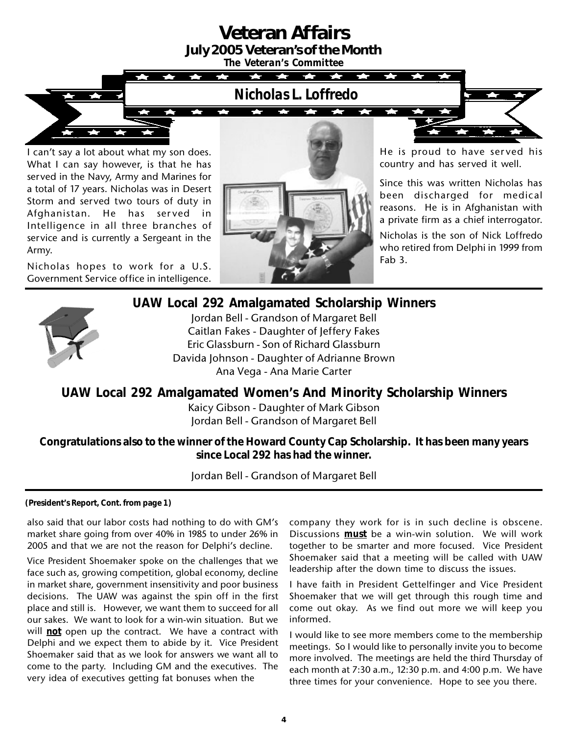# Veteran Affairs

## July 2005 Veteran's of the Month

*The Veteran's Committee*

### Nicholas L. Loffredo

I can't say a lot about what my son does. What I can say however, is that he has served in the Navy, Army and Marines for a total of 17 years. Nicholas was in Desert Storm and served two tours of duty in Afghanistan. He has served in Intelligence in all three branches of service and is currently a Sergeant in the Army.

Nicholas hopes to work for a U.S. Government Service office in intelligence.

He is proud to have served his country and has served it well.

Since this was written Nicholas has been discharged for medical reasons. He is in Afghanistan with a private firm as a chief interrogator.

Nicholas is the son of Nick Loffredo who retired from Delphi in 1999 from Fab 3.

## UAW Local 292 Amalgamated Scholarship Winners

Jordan Bell - Grandson of Margaret Bell
Caitlan Fakes - Daughter of Jeffery Fakes
Eric Glassburn - Son of Richard Glassburn
Davida Johnson - Daughter of Adrianne Brown
Ana Vega - Ana Marie Carter

## UAW Local 292 Amalgamated Women's And Minority Scholarship Winners

Kaicy Gibson - Daughter of Mark Gibson
Jordan Bell - Grandson of Margaret Bell

**Congratulations also to the winner of the Howard County Cap Scholarship. It has been many years since Local 292 has had the winner.**

Jordan Bell - Grandson of Margaret Bell

**(President's Report, Cont. from page 1)**

also said that our labor costs had nothing to do with GM's market share going from over 40% in 1985 to under 26% in 2005 and that we are not the reason for Delphi's decline.

Vice President Shoemaker spoke on the challenges that we face such as, growing competition, global economy, decline in market share, government insensitivity and poor business decisions. The UAW was against the spin off in the first place and still is. However, we want them to succeed for all our sakes. We want to look for a win-win situation. But we will **not** open up the contract. We have a contract with Delphi and we expect them to abide by it. Vice President Shoemaker said that as we look for answers we want all to come to the party. Including GM and the executives. The very idea of executives getting fat bonuses when the company they work for is in such decline is obscene. Discussions **must** be a win-win solution. We will work together to be smarter and more focused. Vice President Shoemaker said that a meeting will be called with UAW leadership after the down time to discuss the issues.

I have faith in President Gettelfinger and Vice President Shoemaker that we will get through this rough time and come out okay. As we find out more we will keep you informed.

I would like to see more members come to the membership meetings. So I would like to personally invite you to become more involved. The meetings are held the third Thursday of each month at 7:30 a.m., 12:30 p.m. and 4:00 p.m. We have three times for your convenience. Hope to see you there.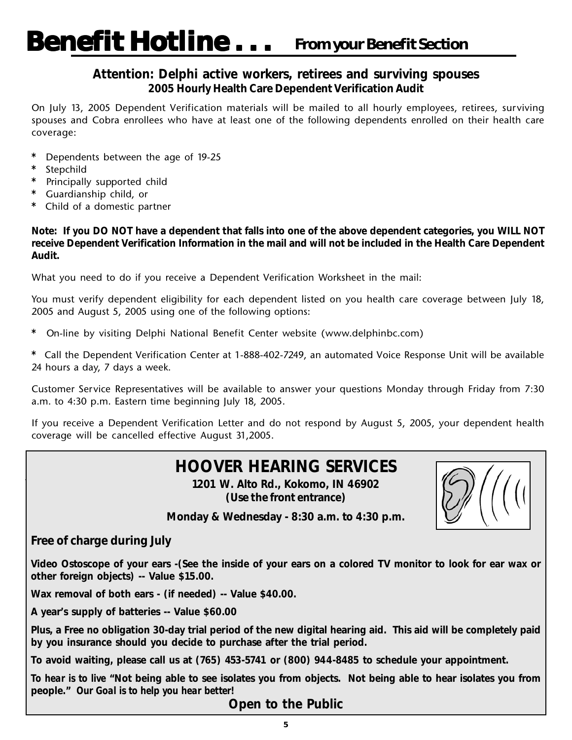# Benefit Hotline . . . *From your Benefit Section*

### Attention: Delphi active workers, retirees and surviving spouses

**2005 Hourly Health Care Dependent Verification Audit**

On July 13, 2005 Dependent Verification materials will be mailed to all hourly employees, retirees, surviving spouses and Cobra enrollees who have at least one of the following dependents enrolled on their health care coverage:

- Dependents between the age of 19-25
- Stepchild
- Principally supported child
- Guardianship child, or
- Child of a domestic partner

**Note: If you DO NOT have a dependent that falls into one of the above dependent categories, you WILL NOT receive Dependent Verification Information in the mail and will not be included in the Health Care Dependent Audit.**

What you need to do if you receive a Dependent Verification Worksheet in the mail:

You must verify dependent eligibility for each dependent listed on you health care coverage between July 18, 2005 and August 5, 2005 using one of the following options:

- On-line by visiting Delphi National Benefit Center website (www.delphinbc.com)
- Call the Dependent Verification Center at 1-888-402-7249, an automated Voice Response Unit will be available 24 hours a day, 7 days a week.

Customer Service Representatives will be available to answer your questions Monday through Friday from 7:30 a.m. to 4:30 p.m. Eastern time beginning July 18, 2005.

If you receive a Dependent Verification Letter and do not respond by August 5, 2005, your dependent health coverage will be cancelled effective August 31,2005.

## HOOVER HEARING SERVICES

**1201 W. Alto Rd., Kokomo, IN 46902**
**(Use the front entrance)**

**Monday & Wednesday - 8:30 a.m. to 4:30 p.m.**

**Free of charge during July**

**Video Ostoscope of your ears -(See the inside of your ears on a colored TV monitor to look for ear wax or other foreign objects) -- Value $15.00.**

**Wax removal of both ears - (if needed) -- Value $40.00.**

**A year's supply of batteries -- Value $60.00**

**Plus, a Free no obligation 30-day trial period of the new digital hearing aid. This aid will be completely paid by you insurance should you decide to purchase after the trial period.**

**To avoid waiting, please call us at (765) 453-5741 or (800) 944-8485 to schedule your appointment.**

**To hear is to live "Not being able to see isolates you from objects. Not being able to hear isolates you from people." *Our Goal is to help you hear better!***

**Open to the Public**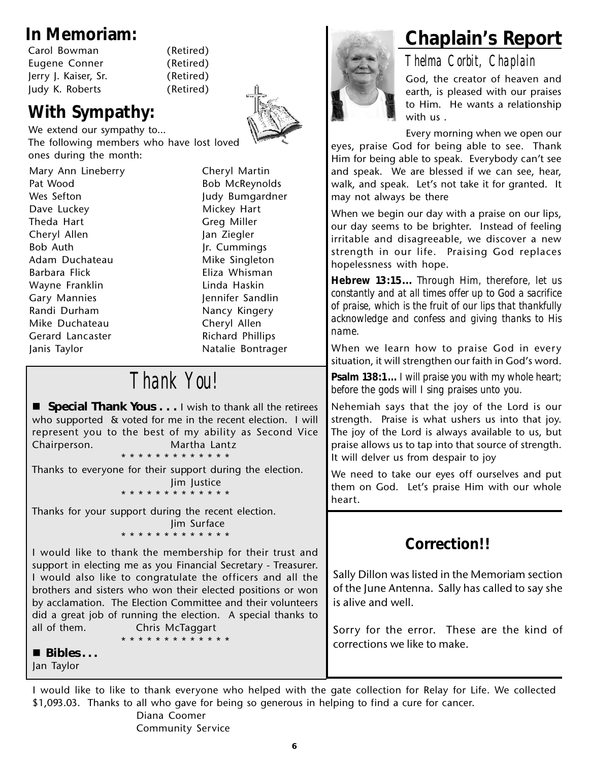## In Memoriam:

| | |
|---|---|
| Carol Bowman | (Retired) |
| Eugene Conner | (Retired) |
| Jerry J. Kaiser, Sr. | (Retired) |
| Judy K. Roberts | (Retired) |

## With Sympathy:

We extend our sympathy to...
The following members who have lost loved ones during the month:

| | |
|---|---|
| Mary Ann Lineberry | Cheryl Martin |
| Pat Wood | Bob McReynolds |
| Wes Sefton | Judy Bumgardner |
| Dave Luckey | Mickey Hart |
| Theda Hart | Greg Miller |
| Cheryl Allen | Jan Ziegler |
| Bob Auth | Jr. Cummings |
| Adam Duchateau | Mike Singleton |
| Barbara Flick | Eliza Whisman |
| Wayne Franklin | Linda Haskin |
| Gary Mannies | Jennifer Sandlin |
| Randi Durham | Nancy Kingery |
| Mike Duchateau | Cheryl Allen |
| Gerard Lancaster | Richard Phillips |
| Janis Taylor | Natalie Bontrager |

## Thank You!

- **Special Thank Yous . . .** I wish to thank all the retirees who supported & voted for me in the recent election. I will represent you to the best of my ability as Second Vice Chairperson. Martha Lantz

\* \* \* \* \* \* \* \* \* \* \* \* \* \*

Thanks to everyone for their support during the election.
Jim Justice

\* \* \* \* \* \* \* \* \* \* \* \* \* \*

Thanks for your support during the recent election.
Jim Surface

\* \* \* \* \* \* \* \* \* \* \* \* \* \*

I would like to thank the membership for their trust and support in electing me as you Financial Secretary - Treasurer. I would also like to congratulate the officers and all the brothers and sisters who won their elected positions or won by acclamation. The Election Committee and their volunteers did a great job of running the election. A special thanks to all of them. Chris McTaggart

\* \* \* \* \* \* \* \* \* \* \* \* \* \*

- **Bibles . . .**

Jan Taylor

## Chaplain's Report

*Thelma Corbit, Chaplain*

God, the creator of heaven and earth, is pleased with our praises to Him. He wants a relationship with us .

Every morning when we open our eyes, praise God for being able to see. Thank Him for being able to speak. Everybody can't see and speak. We are blessed if we can see, hear, walk, and speak. Let's not take it for granted. It may not always be there

When we begin our day with a praise on our lips, our day seems to be brighter. Instead of feeling irritable and disagreeable, we discover a new strength in our life. Praising God replaces hopelessness with hope.

**Hebrew 13:15...** *Through Him, therefore, let us constantly and at all times offer up to God a sacrifice of praise, which is the fruit of our lips that thankfully acknowledge and confess and giving thanks to His name.*

When we learn how to praise God in every situation, it will strengthen our faith in God's word.

**Psalm 138:1...** *I will praise you with my whole heart; before the gods will I sing praises unto you.*

Nehemiah says that the joy of the Lord is our strength. Praise is what ushers us into that joy. The joy of the Lord is always available to us, but praise allows us to tap into that source of strength. It will delver us from despair to joy

We need to take our eyes off ourselves and put them on God. Let's praise Him with our whole heart.

## Correction!!

Sally Dillon was listed in the Memoriam section of the June Antenna. Sally has called to say she is alive and well.

Sorry for the error. These are the kind of corrections we like to make.

I would like to like to thank everyone who helped with the gate collection for Relay for Life. We collected $1,093.03. Thanks to all who gave for being so generous in helping to find a cure for cancer.

Diana Coomer
Community Service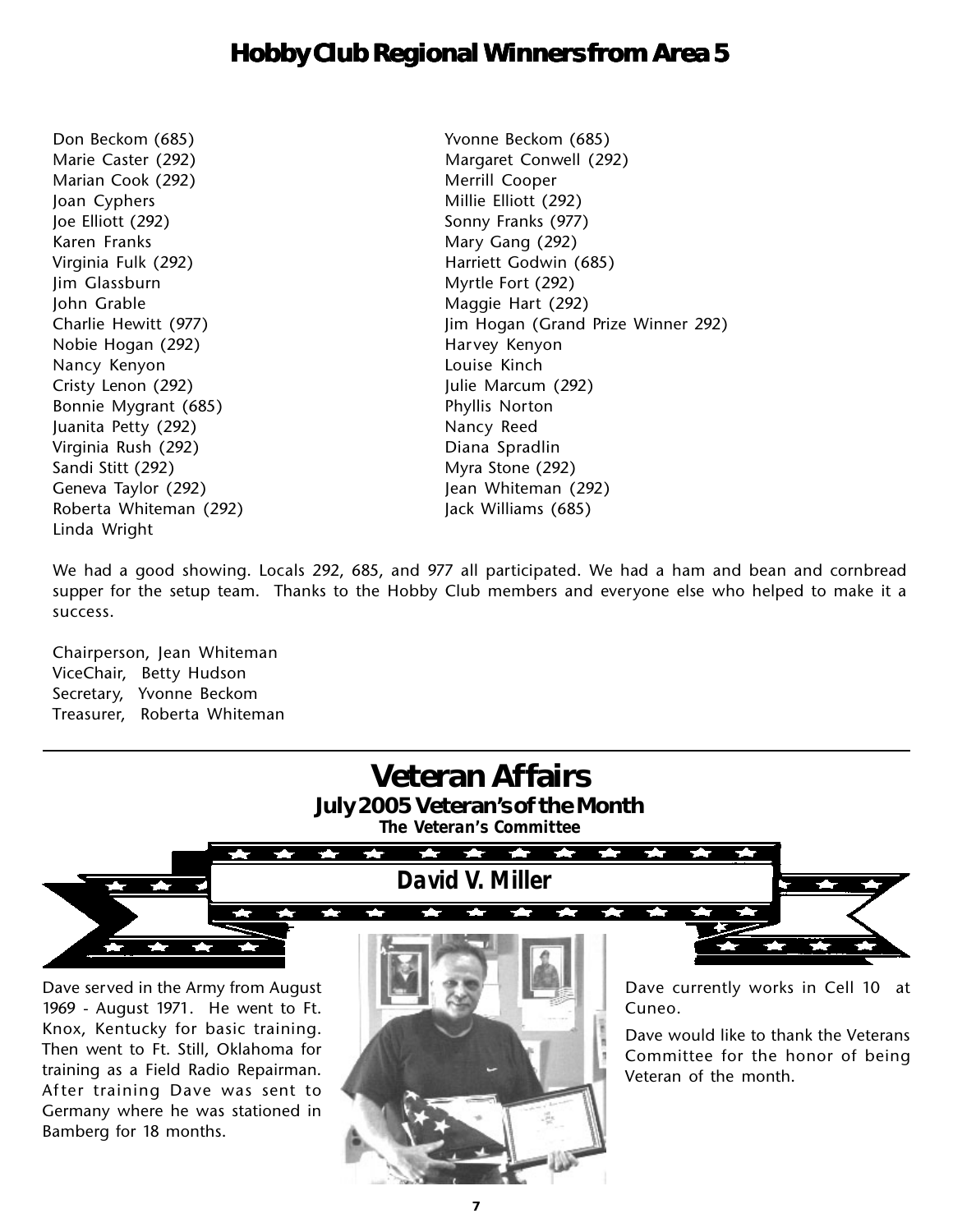# Hobby Club Regional Winners from Area 5

Don Beckom (685)
Marie Caster (292)
Marian Cook (292)
Joan Cyphers
Joe Elliott (292)
Karen Franks
Virginia Fulk (292)
Jim Glassburn
John Grable
Charlie Hewitt (977)
Nobie Hogan (292)
Nancy Kenyon
Cristy Lenon (292)
Bonnie Mygrant (685)
Juanita Petty (292)
Virginia Rush (292)
Sandi Stitt (292)
Geneva Taylor (292)
Roberta Whiteman (292)
Linda Wright

Yvonne Beckom (685)
Margaret Conwell (292)
Merrill Cooper
Millie Elliott (292)
Sonny Franks (977)
Mary Gang (292)
Harriett Godwin (685)
Myrtle Fort (292)
Maggie Hart (292)
Jim Hogan (Grand Prize Winner 292)
Harvey Kenyon
Louise Kinch
Julie Marcum (292)
Phyllis Norton
Nancy Reed
Diana Spradlin
Myra Stone (292)
Jean Whiteman (292)
Jack Williams (685)

We had a good showing. Locals 292, 685, and 977 all participated. We had a ham and bean and cornbread supper for the setup team. Thanks to the Hobby Club members and everyone else who helped to make it a success.

Chairperson, Jean Whiteman
ViceChair, Betty Hudson
Secretary, Yvonne Beckom
Treasurer, Roberta Whiteman

---

# Veteran Affairs

## July 2005 Veteran's of the Month

**The Veteran's Committee**

### David V. Miller

Dave served in the Army from August 1969 - August 1971. He went to Ft. Knox, Kentucky for basic training. Then went to Ft. Still, Oklahoma for training as a Field Radio Repairman. After training Dave was sent to Germany where he was stationed in Bamberg for 18 months.

Dave currently works in Cell 10 at Cuneo.

Dave would like to thank the Veterans Committee for the honor of being Veteran of the month.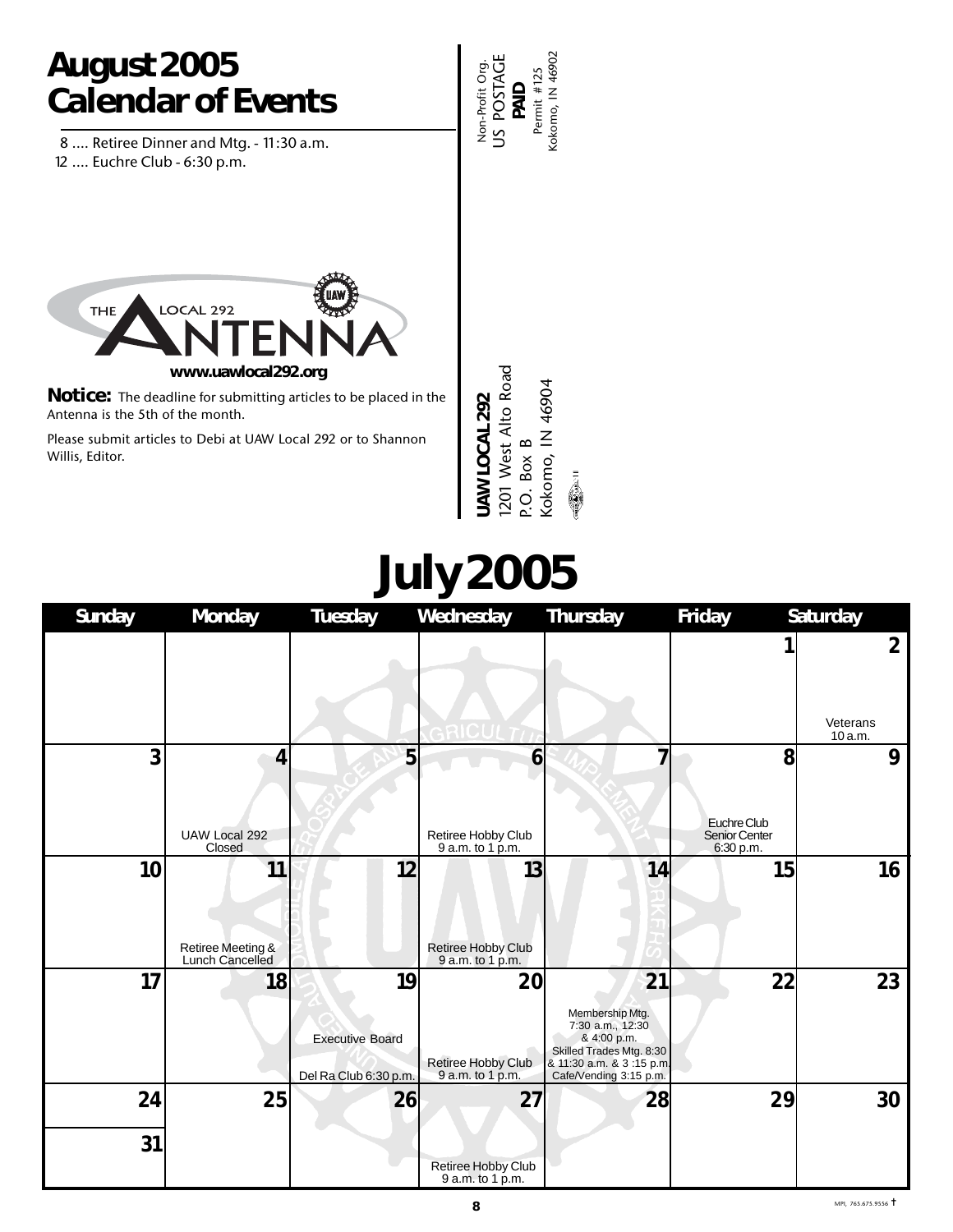# August 2005 Calendar of Events

8 .... Retiree Dinner and Mtg. - 11:30 a.m.

12 .... Euchre Club - 6:30 p.m.

THE LOCAL 292 ANTENNA

www.uawlocal292.org

**Notice:** The deadline for submitting articles to be placed in the Antenna is the 5th of the month.

Please submit articles to Debi at UAW Local 292 or to Shannon Willis, Editor.

Non-Profit Org.
US POSTAGE
**PAID**
Permit #125
Kokomo, IN 46902

**UAW LOCAL 292**
1201 West Alto Road
P.O. Box B
Kokomo, IN 46904

# July 2005

| Sunday | Monday | Tuesday | Wednesday | Thursday | Friday | Saturday |
|---|---|---|---|---|---|---|
| | | | | | 1 | 2<br>Veterans<br>10 a.m. |
| 3 | 4<br>UAW Local 292<br>Closed | 5 | 6<br>Retiree Hobby Club<br>9 a.m. to 1 p.m. | 7 | 8<br>Euchre Club<br>Senior Center<br>6:30 p.m. | 9 |
| 10 | 11<br>Retiree Meeting &<br>Lunch Cancelled | 12 | 13<br>Retiree Hobby Club<br>9 a.m. to 1 p.m. | 14 | 15 | 16 |
| 17 | 18 | 19<br>Executive Board<br>Del Ra Club 6:30 p.m. | 20<br>Retiree Hobby Club<br>9 a.m. to 1 p.m. | 21<br>Membership Mtg.<br>7:30 a.m., 12:30<br>& 4:00 p.m.<br>Skilled Trades Mtg. 8:30<br>& 11:30 a.m. & 3 :15 p.m.<br>Cafe/Vending 3:15 p.m. | 22 | 23 |
| 24<br>31 | 25 | 26 | 27<br>Retiree Hobby Club<br>9 a.m. to 1 p.m. | 28 | 29 | 30 |

MPI, 765.675.9556